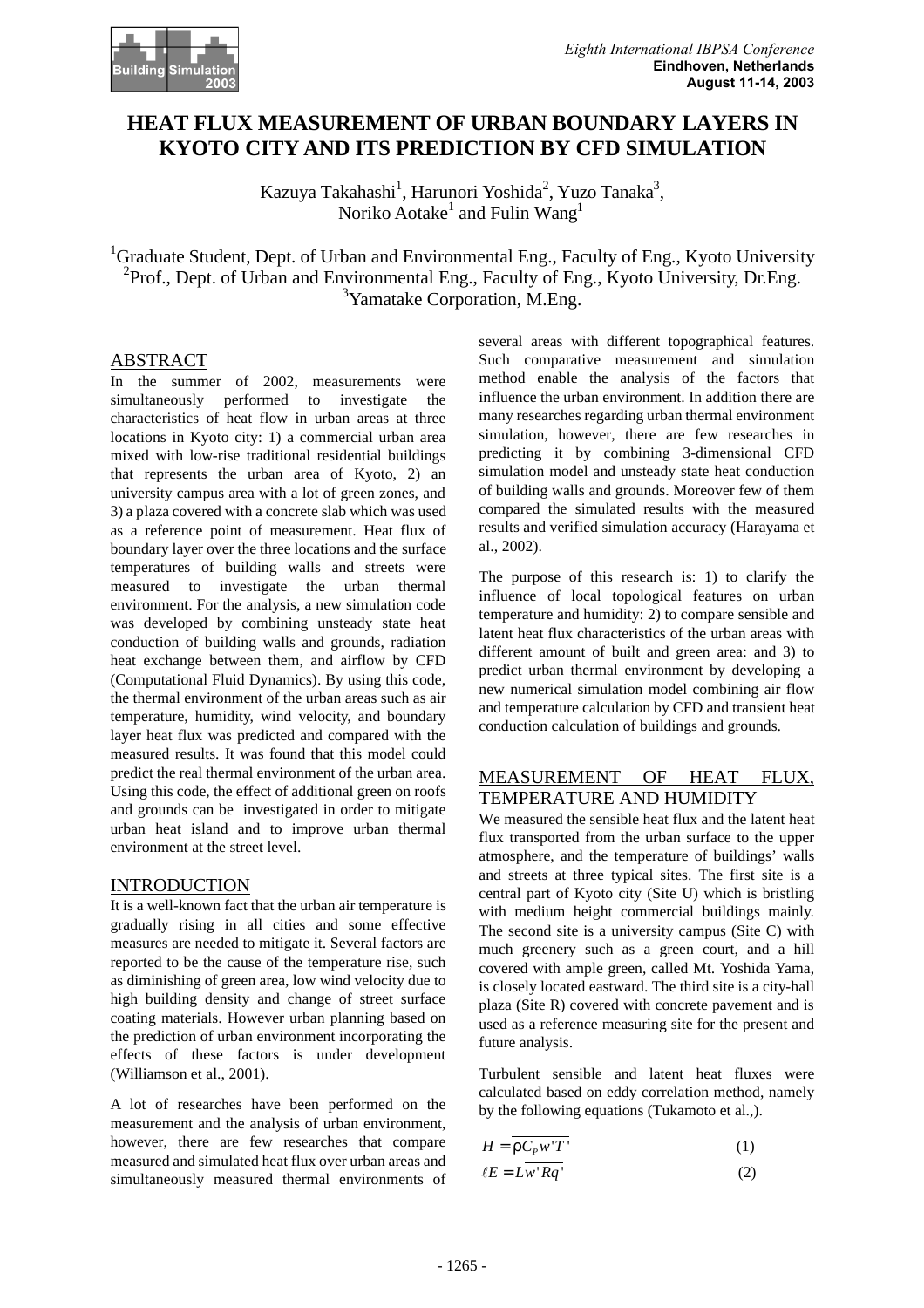# HEAT FLUX MEASUREMENT OF URBAN BOUNDARY LAYERS IN KYOTO CITY AND ITS PREDICTION BY CFD SIMULATION

Kazuya Takahashi[1], Harunori Yoshida[2], Yuzo Tanaka[3],
Noriko Aotake[1] and Fulin Wang[1]

[1]Graduate Student, Dept. of Urban and Environmental Eng., Faculty of Eng., Kyoto University
[2]Prof., Dept. of Urban and Environmental Eng., Faculty of Eng., Kyoto University, Dr.Eng.
[3]Yamatake Corporation, M.Eng.

## ABSTRACT

In the summer of 2002, measurements were simultaneously performed to investigate the characteristics of heat flow in urban areas at three locations in Kyoto city: 1) a commercial urban area mixed with low-rise traditional residential buildings that represents the urban area of Kyoto, 2) an university campus area with a lot of green zones, and 3) a plaza covered with a concrete slab which was used as a reference point of measurement. Heat flux of boundary layer over the three locations and the surface temperatures of building walls and streets were measured to investigate the urban thermal environment. For the analysis, a new simulation code was developed by combining unsteady state heat conduction of building walls and grounds, radiation heat exchange between them, and airflow by CFD (Computational Fluid Dynamics). By using this code, the thermal environment of the urban areas such as air temperature, humidity, wind velocity, and boundary layer heat flux was predicted and compared with the measured results. It was found that this model could predict the real thermal environment of the urban area. Using this code, the effect of additional green on roofs and grounds can be investigated in order to mitigate urban heat island and to improve urban thermal environment at the street level.

## INTRODUCTION

It is a well-known fact that the urban air temperature is gradually rising in all cities and some effective measures are needed to mitigate it. Several factors are reported to be the cause of the temperature rise, such as diminishing of green area, low wind velocity due to high building density and change of street surface coating materials. However urban planning based on the prediction of urban environment incorporating the effects of these factors is under development (Williamson et al., 2001).

A lot of researches have been performed on the measurement and the analysis of urban environment, however, there are few researches that compare measured and simulated heat flux over urban areas and simultaneously measured thermal environments of several areas with different topographical features. Such comparative measurement and simulation method enable the analysis of the factors that influence the urban environment. In addition there are many researches regarding urban thermal environment simulation, however, there are few researches in predicting it by combining 3-dimensional CFD simulation model and unsteady state heat conduction of building walls and grounds. Moreover few of them compared the simulated results with the measured results and verified simulation accuracy (Harayama et al., 2002).

The purpose of this research is: 1) to clarify the influence of local topological features on urban temperature and humidity: 2) to compare sensible and latent heat flux characteristics of the urban areas with different amount of built and green area: and 3) to predict urban thermal environment by developing a new numerical simulation model combining air flow and temperature calculation by CFD and transient heat conduction calculation of buildings and grounds.

## MEASUREMENT OF HEAT FLUX, TEMPERATURE AND HUMIDITY

We measured the sensible heat flux and the latent heat flux transported from the urban surface to the upper atmosphere, and the temperature of buildings' walls and streets at three typical sites. The first site is a central part of Kyoto city (Site U) which is bristling with medium height commercial buildings mainly. The second site is a university campus (Site C) with much greenery such as a green court, and a hill covered with ample green, called Mt. Yoshida Yama, is closely located eastward. The third site is a city-hall plaza (Site R) covered with concrete pavement and is used as a reference measuring site for the present and future analysis.

Turbulent sensible and latent heat fluxes were calculated based on eddy correlation method, namely by the following equations (Tukamoto et al.,).

$$H = \overline{\rho C_P w'T'} \tag{1}$$

$$\ell E = L\overline{w'Rq'} \tag{2}$$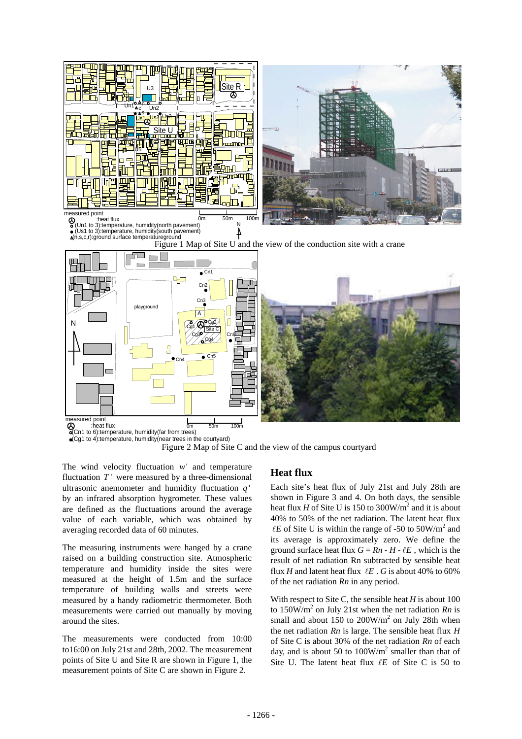Figure 1 Map of Site U and the view of the conduction site with a crane

Figure 2 Map of Site C and the view of the campus courtyard

The wind velocity fluctuation $w'$ and temperature fluctuation $T'$ were measured by a three-dimensional ultrasonic anemometer and humidity fluctuation $q'$ by an infrared absorption hygrometer. These values are defined as the fluctuations around the average value of each variable, which was obtained by averaging recorded data of 60 minutes.

The measuring instruments were hanged by a crane raised on a building construction site. Atmospheric temperature and humidity inside the sites were measured at the height of 1.5m and the surface temperature of building walls and streets were measured by a handy radiometric thermometer. Both measurements were carried out manually by moving around the sites.

The measurements were conducted from 10:00 to16:00 on July 21st and 28th, 2002. The measurement points of Site U and Site R are shown in Figure 1, the measurement points of Site C are shown in Figure 2.

## Heat flux

Each site's heat flux of July 21st and July 28th are shown in Figure 3 and 4. On both days, the sensible heat flux $H$ of Site U is 150 to 300W/m$^2$ and it is about 40% to 50% of the net radiation. The latent heat flux $\ell E$ of Site U is within the range of -50 to 50W/m$^2$ and its average is approximately zero. We define the ground surface heat flux $G = Rn - H - \ell E$ , which is the result of net radiation Rn subtracted by sensible heat flux $H$ and latent heat flux $\ell E$ . $G$ is about 40% to 60% of the net radiation $Rn$ in any period.

With respect to Site C, the sensible heat $H$ is about 100 to 150W/m$^2$ on July 21st when the net radiation $Rn$ is small and about 150 to 200W/m$^2$ on July 28th when the net radiation $Rn$ is large. The sensible heat flux $H$ of Site C is about 30% of the net radiation $Rn$ of each day, and is about 50 to 100W/m$^2$ smaller than that of Site U. The latent heat flux $\ell E$ of Site C is 50 to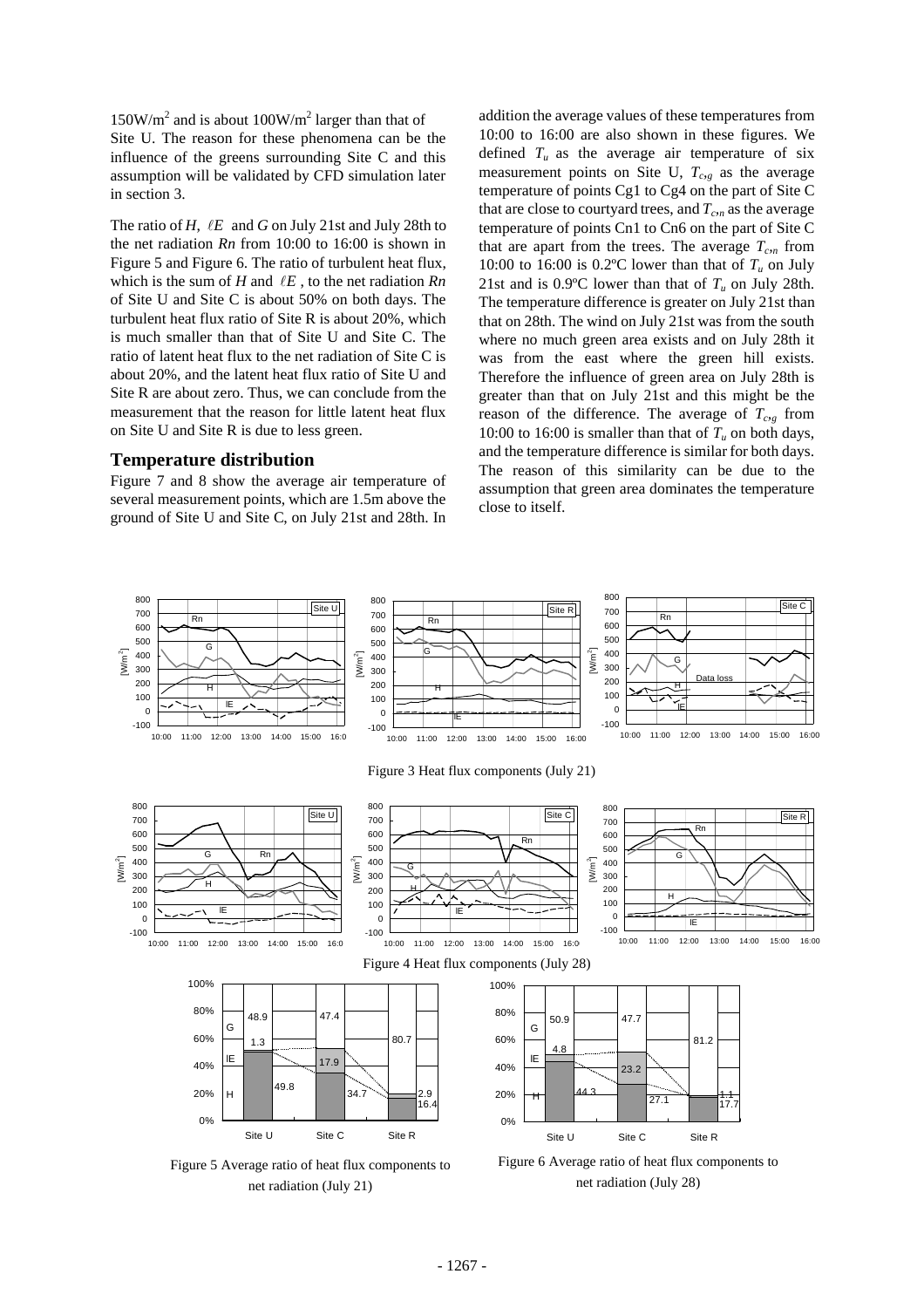$150W/m^2$ and is about $100W/m^2$ larger than that of Site U. The reason for these phenomena can be the influence of the greens surrounding Site C and this assumption will be validated by CFD simulation later in section 3.

The ratio of *H*, $\ell E$ and *G* on July 21st and July 28th to the net radiation *Rn* from 10:00 to 16:00 is shown in Figure 5 and Figure 6. The ratio of turbulent heat flux, which is the sum of *H* and $\ell E$, to the net radiation *Rn* of Site U and Site C is about 50% on both days. The turbulent heat flux ratio of Site R is about 20%, which is much smaller than that of Site U and Site C. The ratio of latent heat flux to the net radiation of Site C is about 20%, and the latent heat flux ratio of Site U and Site R are about zero. Thus, we can conclude from the measurement that the reason for little latent heat flux on Site U and Site R is due to less green.

## Temperature distribution

Figure 7 and 8 show the average air temperature of several measurement points, which are 1.5m above the ground of Site U and Site C, on July 21st and 28th. In addition the average values of these temperatures from 10:00 to 16:00 are also shown in these figures. We defined $T_u$ as the average air temperature of six measurement points on Site U, $T_{c,g}$ as the average temperature of points Cg1 to Cg4 on the part of Site C that are close to courtyard trees, and $T_{c,n}$ as the average temperature of points Cn1 to Cn6 on the part of Site C that are apart from the trees. The average $T_{c,n}$ from 10:00 to 16:00 is 0.2ºC lower than that of $T_u$ on July 21st and is 0.9ºC lower than that of $T_u$ on July 28th. The temperature difference is greater on July 21st than that on 28th. The wind on July 21st was from the south where no much green area exists and on July 28th it was from the east where the green hill exists. Therefore the influence of green area on July 28th is greater than that on July 21st and this might be the reason of the difference. The average of $T_{c,g}$ from 10:00 to 16:00 is smaller than that of $T_u$ on both days, and the temperature difference is similar for both days. The reason of this similarity can be due to the assumption that green area dominates the temperature close to itself.

Figure 3 Heat flux components (July 21)

Figure 4 Heat flux components (July 28)

Figure 5 Average ratio of heat flux components to net radiation (July 21)

Figure 6 Average ratio of heat flux components to net radiation (July 28)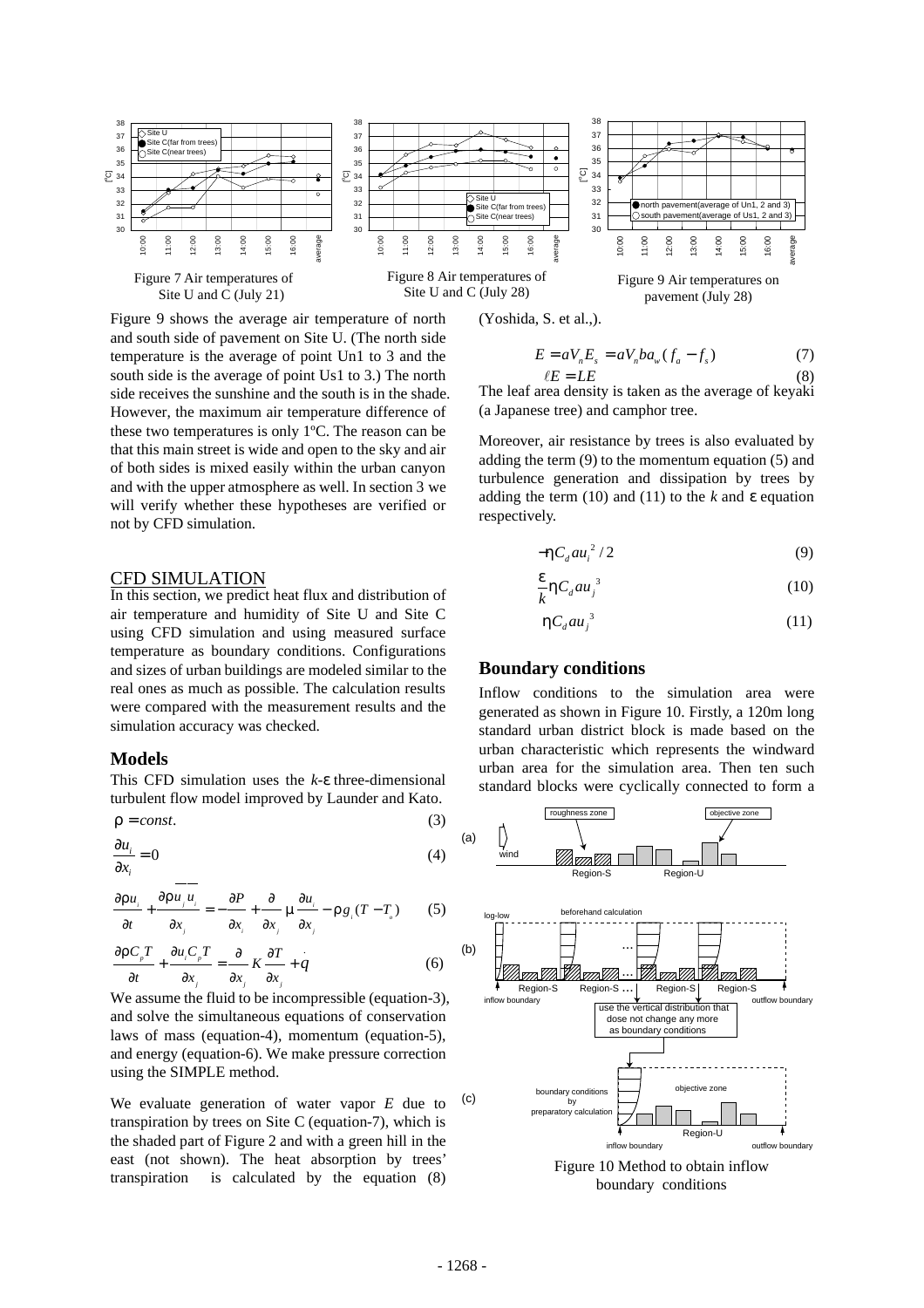Figure 7 Air temperatures of Site U and C (July 21)

Figure 8 Air temperatures of Site U and C (July 28)

Figure 9 Air temperatures on pavement (July 28)

Figure 9 shows the average air temperature of north and south side of pavement on Site U. (The north side temperature is the average of point Un1 to 3 and the south side is the average of point Us1 to 3.) The north side receives the sunshine and the south is in the shade. However, the maximum air temperature difference of these two temperatures is only 1ºC. The reason can be that this main street is wide and open to the sky and air of both sides is mixed easily within the urban canyon and with the upper atmosphere as well. In section 3 we will verify whether these hypotheses are verified or not by CFD simulation.

## CFD SIMULATION

In this section, we predict heat flux and distribution of air temperature and humidity of Site U and Site C using CFD simulation and using measured surface temperature as boundary conditions. Configurations and sizes of urban buildings are modeled similar to the real ones as much as possible. The calculation results were compared with the measurement results and the simulation accuracy was checked.

### Models

This CFD simulation uses the $k$-$\varepsilon$ three-dimensional turbulent flow model improved by Launder and Kato.

$$\rho = const. \tag{3}$$

$$\frac{\partial u_i}{\partial x_i} = 0 \tag{4}$$

$$\frac{\partial \rho u_i}{\partial t} + \frac{\partial \rho \overline{u_j u_i}}{\partial x_j} = -\frac{\partial P}{\partial x_i} + \frac{\partial}{\partial x_j}\mu\frac{\partial u_i}{\partial x_j} - \rho g_i (T - T_o) \tag{5}$$

$$\frac{\partial \rho C_p T}{\partial t} + \frac{\partial u_i C_p T}{\partial x_j} = \frac{\partial}{\partial x_j} K \frac{\partial T}{\partial x_j} + \dot{q} \tag{6}$$

We assume the fluid to be incompressible (equation-3), and solve the simultaneous equations of conservation laws of mass (equation-4), momentum (equation-5), and energy (equation-6). We make pressure correction using the SIMPLE method.

We evaluate generation of water vapor $E$ due to transpiration by trees on Site C (equation-7), which is the shaded part of Figure 2 and with a green hill in the east (not shown). The heat absorption by trees' transpiration is calculated by the equation (8) (Yoshida, S. et al.,).

$$E = aV_n E_s = aV_n b a_w (f_a - f_s) \tag{7}$$

$$\ell E = LE \tag{8}$$

The leaf area density is taken as the average of keyaki (a Japanese tree) and camphor tree.

Moreover, air resistance by trees is also evaluated by adding the term (9) to the momentum equation (5) and turbulence generation and dissipation by trees by adding the term (10) and (11) to the $k$ and $\varepsilon$ equation respectively.

$$-\eta C_d a u_i^2 / 2 \tag{9}$$

$$\frac{\varepsilon}{k}\eta C_d a u_j^3 \tag{10}$$

$$\eta C_d a u_j^3 \tag{11}$$

### Boundary conditions

Inflow conditions to the simulation area were generated as shown in Figure 10. Firstly, a 120m long standard urban district block is made based on the urban characteristic which represents the windward urban area for the simulation area. Then ten such standard blocks were cyclically connected to form a

Figure 10 Method to obtain inflow boundary conditions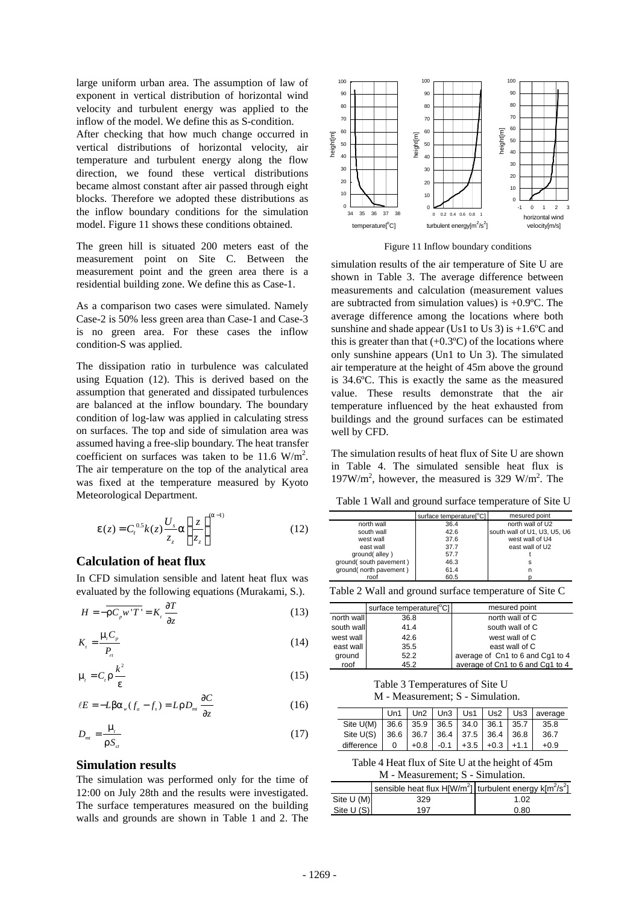large uniform urban area. The assumption of law of exponent in vertical distribution of horizontal wind velocity and turbulent energy was applied to the inflow of the model. We define this as S-condition.

After checking that how much change occurred in vertical distributions of horizontal velocity, air temperature and turbulent energy along the flow direction, we found these vertical distributions became almost constant after air passed through eight blocks. Therefore we adopted these distributions as the inflow boundary conditions for the simulation model. Figure 11 shows these conditions obtained.

The green hill is situated 200 meters east of the measurement point on Site C. Between the measurement point and the green area there is a residential building zone. We define this as Case-1.

As a comparison two cases were simulated. Namely Case-2 is 50% less green area than Case-1 and Case-3 is no green area. For these cases the inflow condition-S was applied.

The dissipation ratio in turbulence was calculated using Equation (12). This is derived based on the assumption that generated and dissipated turbulences are balanced at the inflow boundary. The boundary condition of log-law was applied in calculating stress on surfaces. The top and side of simulation area was assumed having a free-slip boundary. The heat transfer coefficient on surfaces was taken to be 11.6 W/m$^2$. The air temperature on the top of the analytical area was fixed at the temperature measured by Kyoto Meteorological Department.

$$\varepsilon(z) = C_t^{0.5} k(z) \frac{U_s}{z_z} \alpha \left( \frac{z}{z_z} \right)^{(\alpha - 1)} \tag{12}$$

## Calculation of heat flux

In CFD simulation sensible and latent heat flux was evaluated by the following equations (Murakami, S.).

$$H = -\rho C_p \overline{w'T'} = K_t \frac{\partial T}{\partial z} \tag{13}$$

$$K_t = \frac{\mu_t C_p}{P_{rt}} \tag{14}$$

$$\mu_t = C_t \rho \frac{k^2}{\varepsilon} \tag{15}$$

$$\ell E = -L\beta \alpha_w (f_a - f_s) = L\rho D_{mt} \frac{\partial C}{\partial z} \tag{16}$$

$$D_{mt} = \frac{\mu_t}{\rho S_{ct}} \tag{17}$$

## Simulation results

The simulation was performed only for the time of 12:00 on July 28th and the results were investigated. The surface temperatures measured on the building walls and grounds are shown in Table 1 and 2. The simulation results of the air temperature of Site U are shown in Table 3. The average difference between measurements and calculation (measurement values are subtracted from simulation values) is +0.9ºC. The average difference among the locations where both sunshine and shade appear (Us1 to Us 3) is +1.6ºC and this is greater than that (+0.3ºC) of the locations where only sunshine appears (Un1 to Un 3). The simulated air temperature at the height of 45m above the ground is 34.6ºC. This is exactly the same as the measured value. These results demonstrate that the air temperature influenced by the heat exhausted from buildings and the ground surfaces can be estimated well by CFD.

Figure 11 Inflow boundary conditions

The simulation results of heat flux of Site U are shown in Table 4. The simulated sensible heat flux is 197W/m$^2$, however, the measured is 329 W/m$^2$. The

Table 1 Wall and ground surface temperature of Site U

| | surface temperature[ºC] | mesured point |
|---|---|---|
| north wall | 36.4 | north wall of U2 |
| south wall | 42.6 | south wall of U1, U3, U5, U6 |
| west wall | 37.6 | west wall of U4 |
| east wall | 37.7 | east wall of U2 |
| ground( alley ) | 57.7 | t |
| ground( south pavement ) | 46.3 | s |
| ground( north pavement ) | 61.4 | n |
| roof | 60.5 | p |

Table 2 Wall and ground surface temperature of Site C

| | surface temperature[ºC] | mesured point |
|---|---|---|
| north wall | 36.8 | north wall of C |
| south wall | 41.4 | south wall of C |
| west wall | 42.6 | west wall of C |
| east wall | 35.5 | east wall of C |
| ground | 52.2 | average of Cn1 to 6 and Cg1 to 4 |
| roof | 45.2 | average of Cn1 to 6 and Cg1 to 4 |

Table 3 Temperatures of Site U
M - Measurement; S - Simulation.

| | Un1 | Un2 | Un3 | Us1 | Us2 | Us3 | average |
|---|---|---|---|---|---|---|---|
| Site U(M) | 36.6 | 35.9 | 36.5 | 34.0 | 36.1 | 35.7 | 35.8 |
| Site U(S) | 36.6 | 36.7 | 36.4 | 37.5 | 36.4 | 36.8 | 36.7 |
| difference | 0 | +0.8 | -0.1 | +3.5 | +0.3 | +1.1 | +0.9 |

Table 4 Heat flux of Site U at the height of 45m
M - Measurement; S - Simulation.

| | sensible heat flux H[W/m$^2$] | turbulent energy k[m$^2$/s$^2$] |
|---|---|---|
| Site U (M) | 329 | 1.02 |
| Site U (S) | 197 | 0.80 |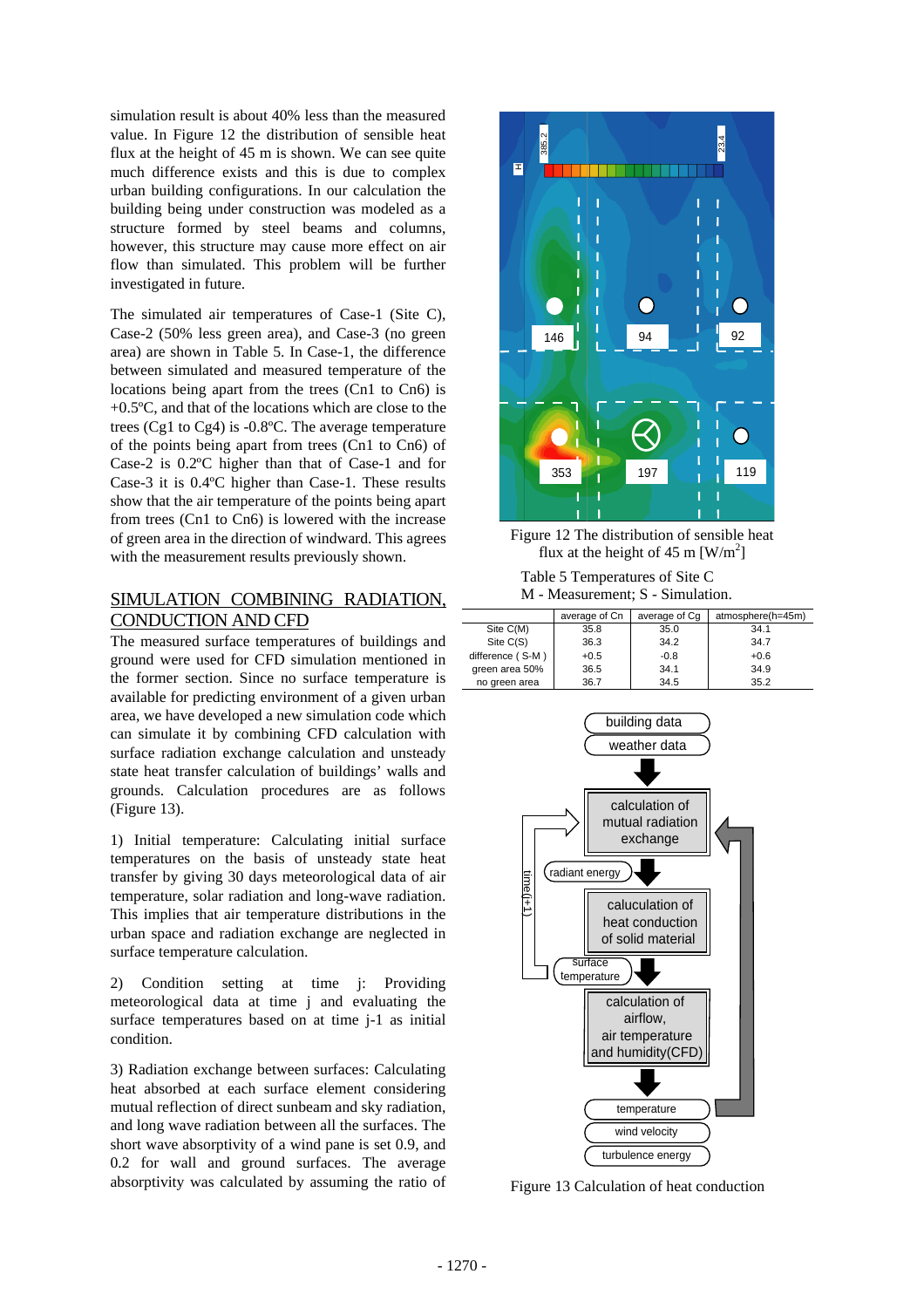simulation result is about 40% less than the measured value. In Figure 12 the distribution of sensible heat flux at the height of 45 m is shown. We can see quite much difference exists and this is due to complex urban building configurations. In our calculation the building being under construction was modeled as a structure formed by steel beams and columns, however, this structure may cause more effect on air flow than simulated. This problem will be further investigated in future.

The simulated air temperatures of Case-1 (Site C), Case-2 (50% less green area), and Case-3 (no green area) are shown in Table 5. In Case-1, the difference between simulated and measured temperature of the locations being apart from the trees (Cn1 to Cn6) is +0.5ºC, and that of the locations which are close to the trees (Cg1 to Cg4) is -0.8ºC. The average temperature of the points being apart from trees (Cn1 to Cn6) of Case-2 is 0.2ºC higher than that of Case-1 and for Case-3 it is 0.4ºC higher than Case-1. These results show that the air temperature of the points being apart from trees (Cn1 to Cn6) is lowered with the increase of green area in the direction of windward. This agrees with the measurement results previously shown.

Figure 12 The distribution of sensible heat flux at the height of 45 m [W/m$^2$]

Table 5 Temperatures of Site C
M - Measurement; S - Simulation.

| | average of Cn | average of Cg | atmosphere(h=45m) |
|---|---|---|---|
| Site C(M) | 35.8 | 35.0 | 34.1 |
| Site C(S) | 36.3 | 34.2 | 34.7 |
| difference ( S-M ) | +0.5 | -0.8 | +0.6 |
| green area 50% | 36.5 | 34.1 | 34.9 |
| no green area | 36.7 | 34.5 | 35.2 |

## SIMULATION COMBINING RADIATION, CONDUCTION AND CFD

The measured surface temperatures of buildings and ground were used for CFD simulation mentioned in the former section. Since no surface temperature is available for predicting environment of a given urban area, we have developed a new simulation code which can simulate it by combining CFD calculation with surface radiation exchange calculation and unsteady state heat transfer calculation of buildings' walls and grounds. Calculation procedures are as follows (Figure 13).

1) Initial temperature: Calculating initial surface temperatures on the basis of unsteady state heat transfer by giving 30 days meteorological data of air temperature, solar radiation and long-wave radiation. This implies that air temperature distributions in the urban space and radiation exchange are neglected in surface temperature calculation.

2) Condition setting at time j: Providing meteorological data at time j and evaluating the surface temperatures based on at time j-1 as initial condition.

3) Radiation exchange between surfaces: Calculating heat absorbed at each surface element considering mutual reflection of direct sunbeam and sky radiation, and long wave radiation between all the surfaces. The short wave absorptivity of a wind pane is set 0.9, and 0.2 for wall and ground surfaces. The average absorptivity was calculated by assuming the ratio of

Figure 13 Calculation of heat conduction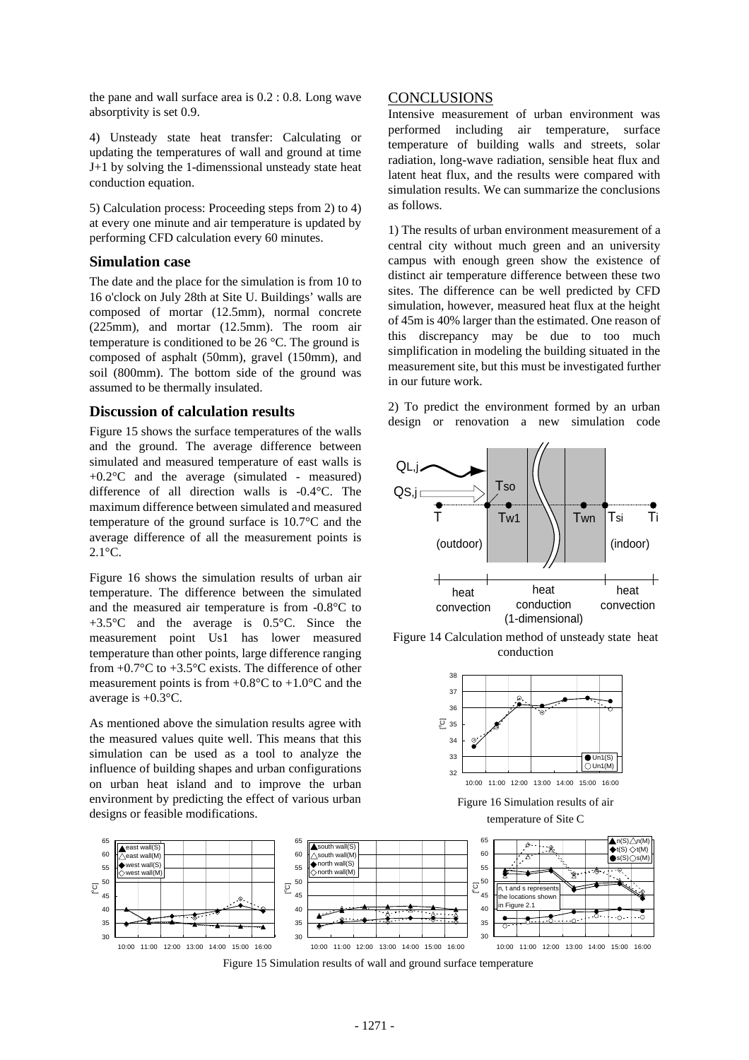the pane and wall surface area is 0.2 : 0.8. Long wave absorptivity is set 0.9.

4) Unsteady state heat transfer: Calculating or updating the temperatures of wall and ground at time J+1 by solving the 1-dimenssional unsteady state heat conduction equation.

5) Calculation process: Proceeding steps from 2) to 4) at every one minute and air temperature is updated by performing CFD calculation every 60 minutes.

### Simulation case

The date and the place for the simulation is from 10 to 16 o'clock on July 28th at Site U. Buildings' walls are composed of mortar (12.5mm), normal concrete (225mm), and mortar (12.5mm). The room air temperature is conditioned to be 26 °C. The ground is composed of asphalt (50mm), gravel (150mm), and soil (800mm). The bottom side of the ground was assumed to be thermally insulated.

### Discussion of calculation results

Figure 15 shows the surface temperatures of the walls and the ground. The average difference between simulated and measured temperature of east walls is +0.2°C and the average (simulated - measured) difference of all direction walls is -0.4°C. The maximum difference between simulated and measured temperature of the ground surface is 10.7°C and the average difference of all the measurement points is 2.1°C.

Figure 16 shows the simulation results of urban air temperature. The difference between the simulated and the measured air temperature is from -0.8°C to +3.5°C and the average is 0.5°C. Since the measurement point Us1 has lower measured temperature than other points, large difference ranging from +0.7°C to +3.5°C exists. The difference of other measurement points is from +0.8°C to +1.0°C and the average is +0.3°C.

As mentioned above the simulation results agree with the measured values quite well. This means that this simulation can be used as a tool to analyze the influence of building shapes and urban configurations on urban heat island and to improve the urban environment by predicting the effect of various urban designs or feasible modifications.

## CONCLUSIONS

Intensive measurement of urban environment was performed including air temperature, surface temperature of building walls and streets, solar radiation, long-wave radiation, sensible heat flux and latent heat flux, and the results were compared with simulation results. We can summarize the conclusions as follows.

1) The results of urban environment measurement of a central city without much green and an university campus with enough green show the existence of distinct air temperature difference between these two sites. The difference can be well predicted by CFD simulation, however, measured heat flux at the height of 45m is 40% larger than the estimated. One reason of this discrepancy may be due to too much simplification in modeling the building situated in the measurement site, but this must be investigated further in our future work.

2) To predict the environment formed by an urban design or renovation a new simulation code

Figure 14 Calculation method of unsteady state heat conduction

Figure 16 Simulation results of air temperature of Site C

Figure 15 Simulation results of wall and ground surface temperature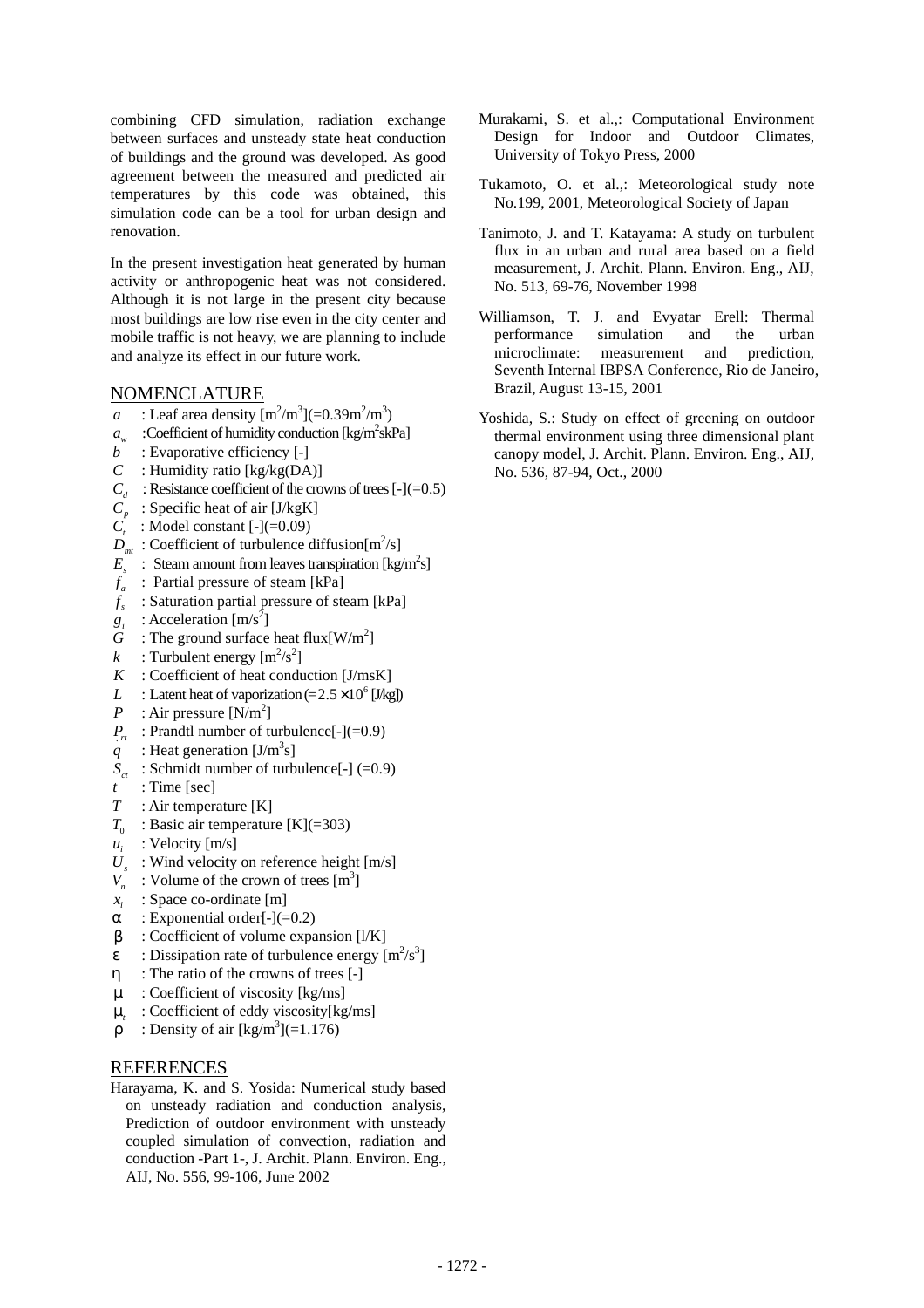combining CFD simulation, radiation exchange between surfaces and unsteady state heat conduction of buildings and the ground was developed. As good agreement between the measured and predicted air temperatures by this code was obtained, this simulation code can be a tool for urban design and renovation.

In the present investigation heat generated by human activity or anthropogenic heat was not considered. Although it is not large in the present city because most buildings are low rise even in the city center and mobile traffic is not heavy, we are planning to include and analyze its effect in our future work.

## NOMENCLATURE

- $a$ : Leaf area density [m$^2$/m$^3$](=0.39m$^2$/m$^3$)
- $a_w$ : Coefficient of humidity conduction [kg/m$^2$skPa]
- $b$ : Evaporative efficiency [-]
- $C$ : Humidity ratio [kg/kg(DA)]
- $C_d$ : Resistance coefficient of the crowns of trees [-](=0.5)
- $C_p$ : Specific heat of air [J/kgK]
- $C_t$ : Model constant [-](=0.09)
- $D_{mt}$ : Coefficient of turbulence diffusion[m$^2$/s]
- $E_s$ : Steam amount from leaves transpiration [kg/m$^2$s]
- $f_a$ : Partial pressure of steam [kPa]
- $f_s$ : Saturation partial pressure of steam [kPa]
- $g_i$ : Acceleration [m/s$^2$]
- $G$ : The ground surface heat flux[W/m$^2$]
- $k$ : Turbulent energy [m$^2$/s$^2$]
- $K$ : Coefficient of heat conduction [J/msK]
- $L$ : Latent heat of vaporization ($=2.5\times10^6$ [J/kg])
- $P$ : Air pressure [N/m$^2$]
- $P_{rt}$ : Prandtl number of turbulence[-](=0.9)
- $q$ : Heat generation [J/m$^3$s]
- $S_{ct}$ : Schmidt number of turbulence[-] (=0.9)
- $t$ : Time [sec]
- $T$ : Air temperature [K]
- $T_0$ : Basic air temperature [K](=303)
- $u_i$ : Velocity [m/s]
- $U_s$ : Wind velocity on reference height [m/s]
- $V_n$ : Volume of the crown of trees [m$^3$]
- $x_i$ : Space co-ordinate [m]
- $\alpha$ : Exponential order[-](=0.2)
- $\beta$ : Coefficient of volume expansion [l/K]
- $\varepsilon$ : Dissipation rate of turbulence energy [m$^2$/s$^3$]
- $\eta$ : The ratio of the crowns of trees [-]
- $\mu$ : Coefficient of viscosity [kg/ms]
- $\mu_t$ : Coefficient of eddy viscosity[kg/ms]
- $\rho$ : Density of air [kg/m$^3$](=1.176)

## REFERENCES

Harayama, K. and S. Yosida: Numerical study based on unsteady radiation and conduction analysis, Prediction of outdoor environment with unsteady coupled simulation of convection, radiation and conduction -Part 1-, J. Archit. Plann. Environ. Eng., AIJ, No. 556, 99-106, June 2002

Murakami, S. et al.,: Computational Environment Design for Indoor and Outdoor Climates, University of Tokyo Press, 2000

Tukamoto, O. et al.,: Meteorological study note No.199, 2001, Meteorological Society of Japan

Tanimoto, J. and T. Katayama: A study on turbulent flux in an urban and rural area based on a field measurement, J. Archit. Plann. Environ. Eng., AIJ, No. 513, 69-76, November 1998

Williamson, T. J. and Evyatar Erell: Thermal performance simulation and the urban microclimate: measurement and prediction, Seventh Internal IBPSA Conference, Rio de Janeiro, Brazil, August 13-15, 2001

Yoshida, S.: Study on effect of greening on outdoor thermal environment using three dimensional plant canopy model, J. Archit. Plann. Environ. Eng., AIJ, No. 536, 87-94, Oct., 2000